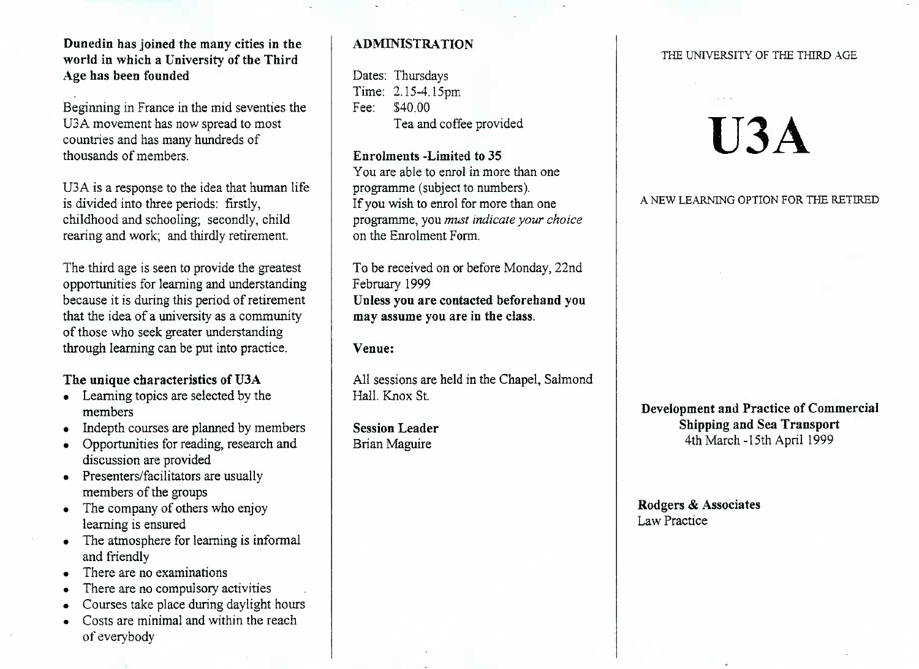**Dunedin has joined the many cities in the world in which a University of the Third Age has been founded**

Beginning in France in the mid seventies the U3A movement has now spread to most countries and has many hundreds of thousands of members.

U3A is a response to the idea that human life is divided into three periods: firstly, childhood and schooling; secondly, child rearing and work; and thirdly retirement.

The third age is seen to provide the greatest opportunities for learning and understanding because it is during this period of retirement that the idea of a university as a community of those who seek greater understanding through learning can be put into practice.

**The unique characteristics of U3A**

- Learning topics are selected by the members
- Indepth courses are planned by members
- Opportunities for reading, research and discussion are provided
- Presenters/facilitators are usually members of the groups
- The company of others who enjoy learning is ensured
- The atmosphere for learning is informal and friendly
- There are no examinations
- There are no compulsory activities
- Courses take place during daylight hours
- Costs are minimal and within the reach of everybody

## ADMINISTRATION

Dates: Thursdays
Time: 2.15-4.15pm
Fee: $40.00
Tea and coffee provided

**Enrolments -Limited to 35**
You are able to enrol in more than one programme (subject to numbers).
If you wish to enrol for more than one programme, you *must indicate your choice* on the Enrolment Form.

To be received on or before Monday, 22nd February 1999
**Unless you are contacted beforehand you may assume you are in the class.**

**Venue:**

All sessions are held in the Chapel, Salmond Hall. Knox St.

**Session Leader**
Brian Maguire

THE UNIVERSITY OF THE THIRD AGE

# U3A

A NEW LEARNING OPTION FOR THE RETIRED

**Development and Practice of Commercial Shipping and Sea Transport**
4th March -15th April 1999

**Rodgers & Associates**
Law Practice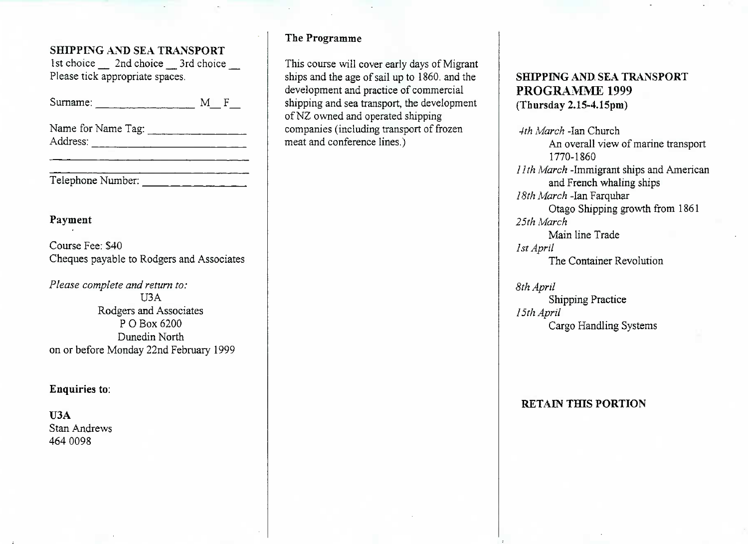## SHIPPING AND SEA TRANSPORT

1st choice __ 2nd choice __ 3rd choice __
Please tick appropriate spaces.

Surname: ________________ M__ F__

Name for Name Tag: ________________
Address: ________________________

________________________________

________________________________

Telephone Number: ________________

### Payment

Course Fee: $40
Cheques payable to Rodgers and Associates

*Please complete and return to:*
U3A
Rodgers and Associates
P O Box 6200
Dunedin North
on or before Monday 22nd February 1999

### Enquiries to:

**U3A**
Stan Andrews
464 0098

### The Programme

This course will cover early days of Migrant ships and the age of sail up to 1860. and the development and practice of commercial shipping and sea transport, the development of NZ owned and operated shipping companies (including transport of frozen meat and conference lines.)

## SHIPPING AND SEA TRANSPORT PROGRAMME 1999
**(Thursday 2.15-4.15pm)**

*4th March* -Ian Church
An overall view of marine transport 1770-1860

*11th March* -Immigrant ships and American and French whaling ships

*18th March* -Ian Farquhar
Otago Shipping growth from 1861

*25th March*
Main line Trade

*1st April*
The Container Revolution

*8th April*
Shipping Practice

*15th April*
Cargo Handling Systems

**RETAIN THIS PORTION**